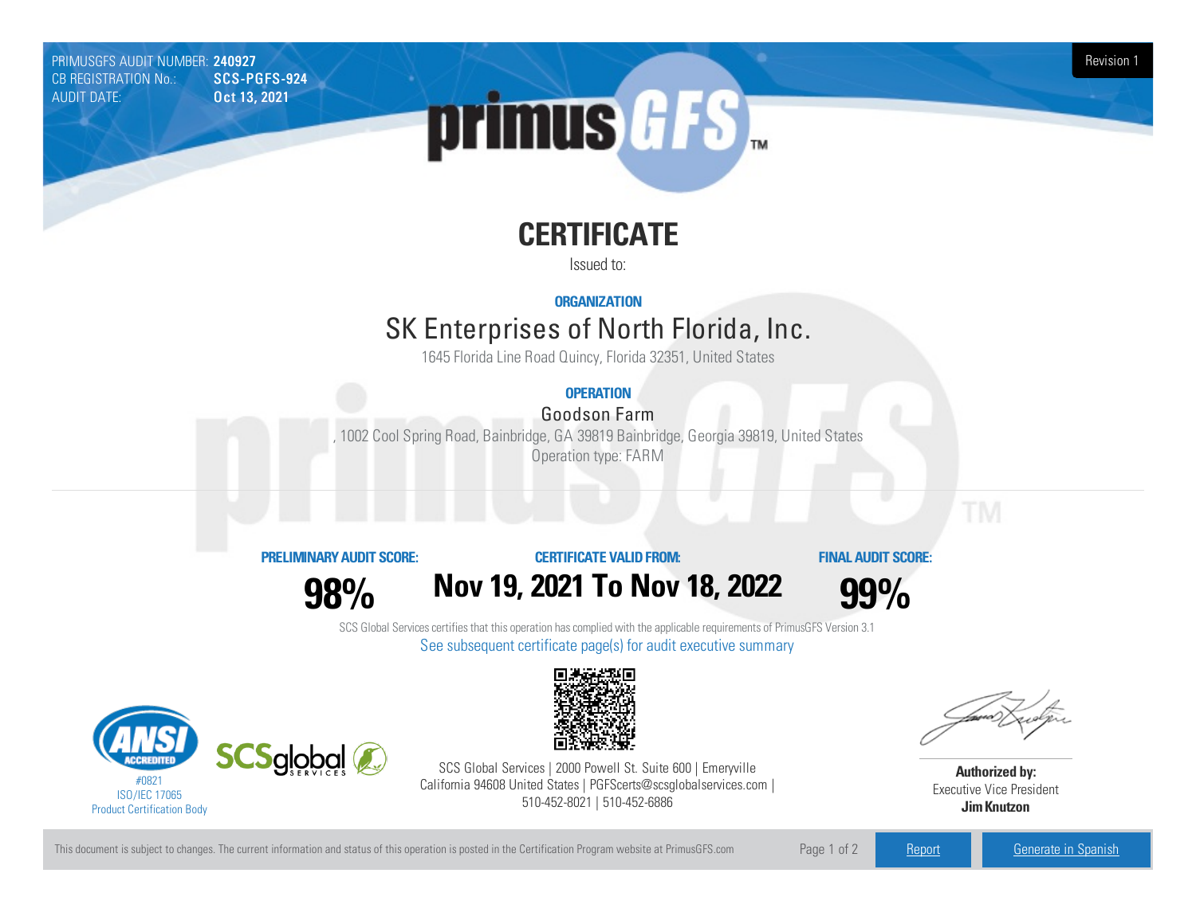PRIMUSGFS AUDIT NUMBER: **240927**
CB REGISTRATION No.: **SCS-PGFS-924**
AUDIT DATE: **Oct 13, 2021**

Revision 1

# CERTIFICATE

Issued to:

**ORGANIZATION**

## SK Enterprises of North Florida, Inc.

1645 Florida Line Road Quincy, Florida 32351, United States

**OPERATION**

### Goodson Farm

, 1002 Cool Spring Road, Bainbridge, GA 39819 Bainbridge, Georgia 39819, United States

Operation type: FARM

| PRELIMINARY AUDIT SCORE: | CERTIFICATE VALID FROM: | FINAL AUDIT SCORE: |
|---|---|---|
| **98%** | **Nov 19, 2021 To Nov 18, 2022** | **99%** |

SCS Global Services certifies that this operation has complied with the applicable requirements of PrimusGFS Version 3.1

See subsequent certificate page(s) for audit executive summary

#0821
ISO/IEC 17065
Product Certification Body

SCS Global Services | 2000 Powell St. Suite 600 | Emeryville California 94608 United States | PGFScerts@scsglobalservices.com | 510-452-8021 | 510-452-6886

**Authorized by:**
Executive Vice President
**Jim Knutzon**

This document is subject to changes. The current information and status of this operation is posted in the Certification Program website at PrimusGFS.com

Report | Generate in Spanish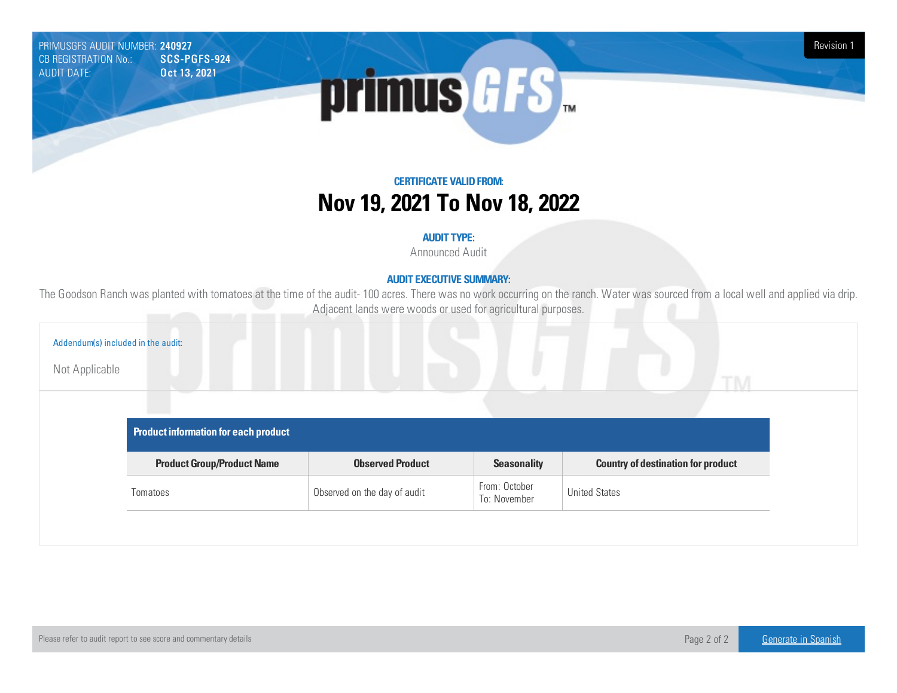PRIMUSGFS AUDIT NUMBER: **240927**
CB REGISTRATION No.: **SCS-PGFS-924**
AUDIT DATE: **Oct 13, 2021**

Revision 1

**CERTIFICATE VALID FROM:**

# Nov 19, 2021 To Nov 18, 2022

**AUDIT TYPE:**

Announced Audit

**AUDIT EXECUTIVE SUMMARY:**

The Goodson Ranch was planted with tomatoes at the time of the audit- 100 acres. There was no work occurring on the ranch. Water was sourced from a local well and applied via drip. Adjacent lands were woods or used for agricultural purposes.

Addendum(s) included in the audit:

Not Applicable

**Product information for each product**

| Product Group/Product Name | Observed Product | Seasonality | Country of destination for product |
|---|---|---|---|
| Tomatoes | Observed on the day of audit | From: October<br>To: November | United States |

Please refer to audit report to see score and commentary details

Generate in Spanish